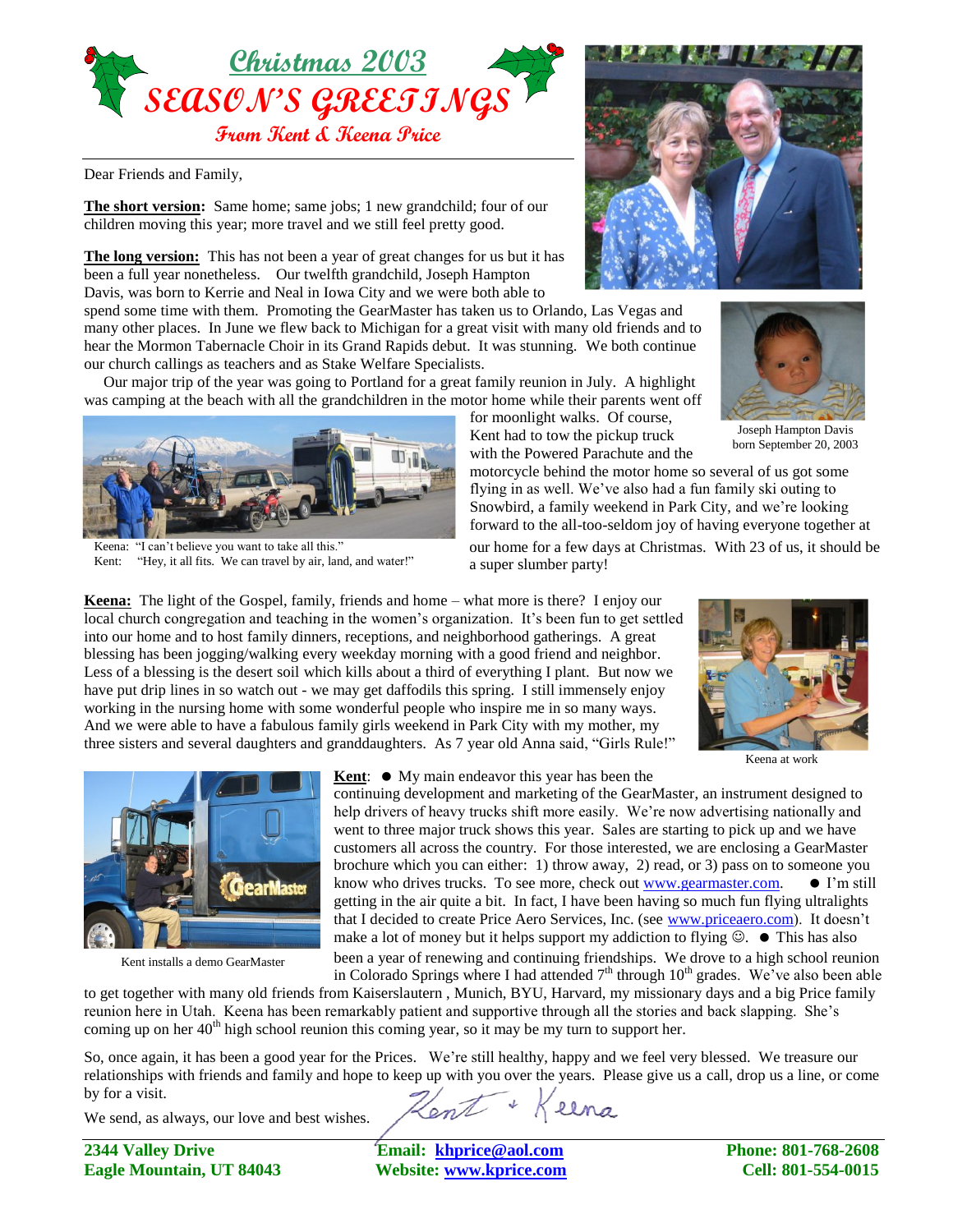# Christmas 2003

# SEASON'S GREETINGS

## From Kent & Keena Price

Dear Friends and Family,

**The short version:** Same home; same jobs; 1 new grandchild; four of our children moving this year; more travel and we still feel pretty good.

**The long version:** This has not been a year of great changes for us but it has been a full year nonetheless. Our twelfth grandchild, Joseph Hampton Davis, was born to Kerrie and Neal in Iowa City and we were both able to spend some time with them. Promoting the GearMaster has taken us to Orlando, Las Vegas and many other places. In June we flew back to Michigan for a great visit with many old friends and to hear the Mormon Tabernacle Choir in its Grand Rapids debut. It was stunning. We both continue our church callings as teachers and as Stake Welfare Specialists.

Our major trip of the year was going to Portland for a great family reunion in July. A highlight was camping at the beach with all the grandchildren in the motor home while their parents went off for moonlight walks. Of course, Kent had to tow the pickup truck with the Powered Parachute and the motorcycle behind the motor home so several of us got some flying in as well. We've also had a fun family ski outing to Snowbird, a family weekend in Park City, and we're looking forward to the all-too-seldom joy of having everyone together at our home for a few days at Christmas. With 23 of us, it should be a super slumber party!

Joseph Hampton Davis born September 20, 2003

Keena: "I can't believe you want to take all this."
Kent: "Hey, it all fits. We can travel by air, land, and water!"

**Keena:** The light of the Gospel, family, friends and home – what more is there? I enjoy our local church congregation and teaching in the women's organization. It's been fun to get settled into our home and to host family dinners, receptions, and neighborhood gatherings. A great blessing has been jogging/walking every weekday morning with a good friend and neighbor. Less of a blessing is the desert soil which kills about a third of everything I plant. But now we have put drip lines in so watch out - we may get daffodils this spring. I still immensely enjoy working in the nursing home with some wonderful people who inspire me in so many ways. And we were able to have a fabulous family girls weekend in Park City with my mother, my three sisters and several daughters and granddaughters. As 7 year old Anna said, "Girls Rule!"

Keena at work

**Kent**: ● My main endeavor this year has been the continuing development and marketing of the GearMaster, an instrument designed to help drivers of heavy trucks shift more easily. We're now advertising nationally and went to three major truck shows this year. Sales are starting to pick up and we have customers all across the country. For those interested, we are enclosing a GearMaster brochure which you can either: 1) throw away, 2) read, or 3) pass on to someone you know who drives trucks. To see more, check out www.gearmaster.com. ● I'm still getting in the air quite a bit. In fact, I have been having so much fun flying ultralights that I decided to create Price Aero Services, Inc. (see www.priceaero.com). It doesn't make a lot of money but it helps support my addiction to flying ☺. ● This has also been a year of renewing and continuing friendships. We drove to a high school reunion in Colorado Springs where I had attended 7th through 10th grades. We've also been able to get together with many old friends from Kaiserslautern , Munich, BYU, Harvard, my missionary days and a big Price family reunion here in Utah. Keena has been remarkably patient and supportive through all the stories and back slapping. She's coming up on her 40th high school reunion this coming year, so it may be my turn to support her.

Kent installs a demo GearMaster

So, once again, it has been a good year for the Prices. We're still healthy, happy and we feel very blessed. We treasure our relationships with friends and family and hope to keep up with you over the years. Please give us a call, drop us a line, or come by for a visit.

We send, as always, our love and best wishes.

Kent + Keena

**2344 Valley Drive**
**Eagle Mountain, UT 84043**

**Email: khprice@aol.com**
**Website: www.kprice.com**

**Phone: 801-768-2608**
**Cell: 801-554-0015**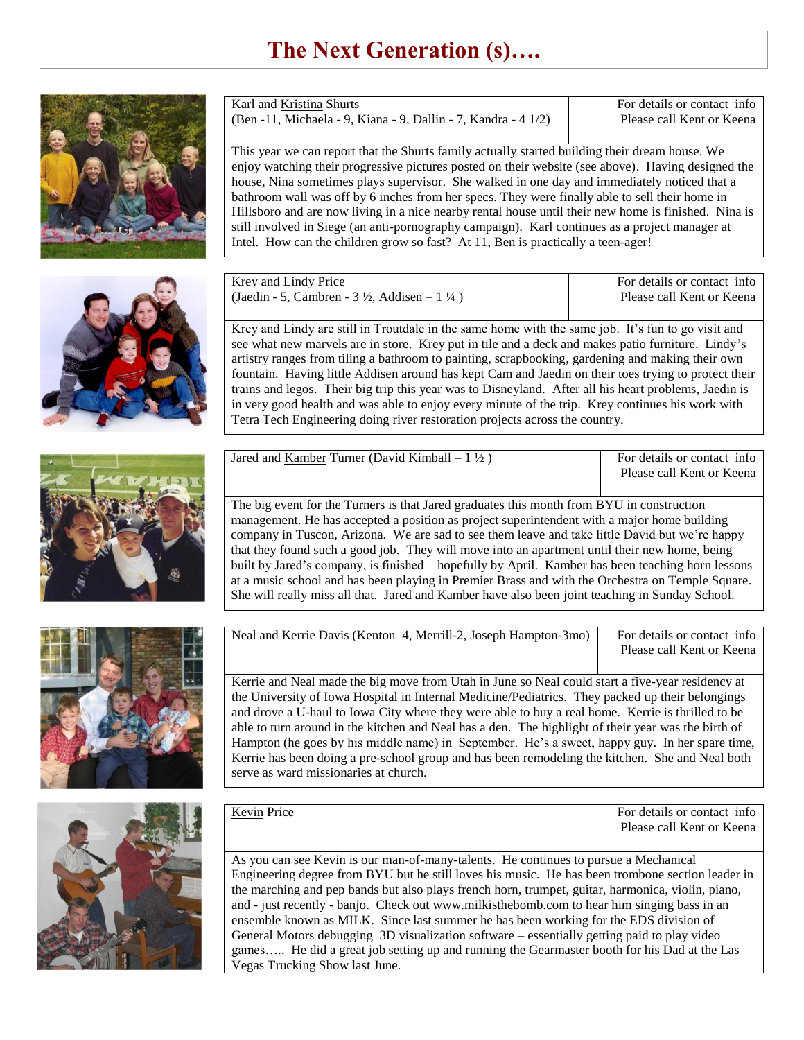# The Next Generation (s)….

Karl and Kristina Shurts
(Ben -11, Michaela - 9, Kiana - 9, Dallin - 7, Kandra - 4 1/2)

For details or contact info
Please call Kent or Keena

This year we can report that the Shurts family actually started building their dream house. We enjoy watching their progressive pictures posted on their website (see above). Having designed the house, Nina sometimes plays supervisor. She walked in one day and immediately noticed that a bathroom wall was off by 6 inches from her specs. They were finally able to sell their home in Hillsboro and are now living in a nice nearby rental house until their new home is finished. Nina is still involved in Siege (an anti-pornography campaign). Karl continues as a project manager at Intel. How can the children grow so fast? At 11, Ben is practically a teen-ager!

Krey and Lindy Price
(Jaedin - 5, Cambren - 3 ½, Addisen – 1 ¼ )

For details or contact info
Please call Kent or Keena

Krey and Lindy are still in Troutdale in the same home with the same job. It's fun to go visit and see what new marvels are in store. Krey put in tile and a deck and makes patio furniture. Lindy's artistry ranges from tiling a bathroom to painting, scrapbooking, gardening and making their own fountain. Having little Addisen around has kept Cam and Jaedin on their toes trying to protect their trains and legos. Their big trip this year was to Disneyland. After all his heart problems, Jaedin is in very good health and was able to enjoy every minute of the trip. Krey continues his work with Tetra Tech Engineering doing river restoration projects across the country.

Jared and Kamber Turner (David Kimball – 1 ½ )

For details or contact info
Please call Kent or Keena

The big event for the Turners is that Jared graduates this month from BYU in construction management. He has accepted a position as project superintendent with a major home building company in Tuscon, Arizona. We are sad to see them leave and take little David but we're happy that they found such a good job. They will move into an apartment until their new home, being built by Jared's company, is finished – hopefully by April. Kamber has been teaching horn lessons at a music school and has been playing in Premier Brass and with the Orchestra on Temple Square. She will really miss all that. Jared and Kamber have also been joint teaching in Sunday School.

Neal and Kerrie Davis (Kenton–4, Merrill-2, Joseph Hampton-3mo)

For details or contact info
Please call Kent or Keena

Kerrie and Neal made the big move from Utah in June so Neal could start a five-year residency at the University of Iowa Hospital in Internal Medicine/Pediatrics. They packed up their belongings and drove a U-haul to Iowa City where they were able to buy a real home. Kerrie is thrilled to be able to turn around in the kitchen and Neal has a den. The highlight of their year was the birth of Hampton (he goes by his middle name) in September. He's a sweet, happy guy. In her spare time, Kerrie has been doing a pre-school group and has been remodeling the kitchen. She and Neal both serve as ward missionaries at church.

Kevin Price

For details or contact info
Please call Kent or Keena

As you can see Kevin is our man-of-many-talents. He continues to pursue a Mechanical Engineering degree from BYU but he still loves his music. He has been trombone section leader in the marching and pep bands but also plays french horn, trumpet, guitar, harmonica, violin, piano, and - just recently - banjo. Check out www.milkisthebomb.com to hear him singing bass in an ensemble known as MILK. Since last summer he has been working for the EDS division of General Motors debugging 3D visualization software – essentially getting paid to play video games….. He did a great job setting up and running the Gearmaster booth for his Dad at the Las Vegas Trucking Show last June.